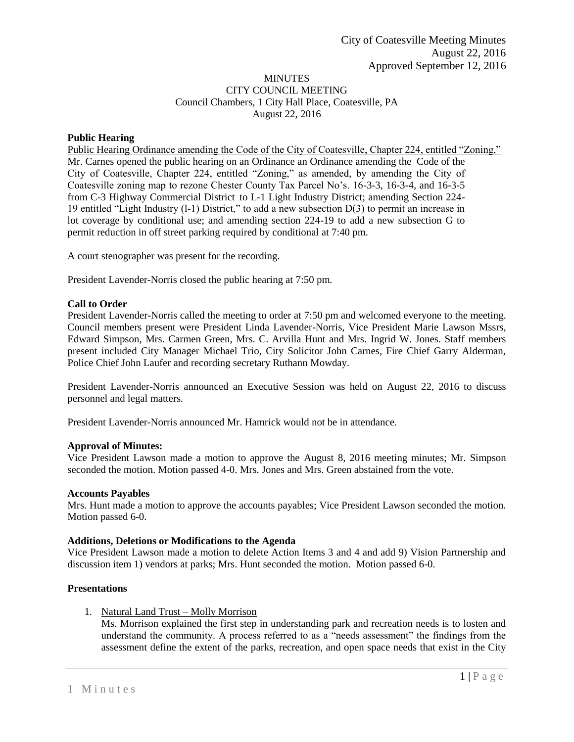City of Coatesville Meeting Minutes
August 22, 2016
Approved September 12, 2016

MINUTES
CITY COUNCIL MEETING
Council Chambers, 1 City Hall Place, Coatesville, PA
August 22, 2016

**Public Hearing**

Public Hearing Ordinance amending the Code of the City of Coatesville, Chapter 224, entitled "Zoning,"

Mr. Carnes opened the public hearing on an Ordinance an Ordinance amending the Code of the City of Coatesville, Chapter 224, entitled "Zoning," as amended, by amending the City of Coatesville zoning map to rezone Chester County Tax Parcel No's. 16-3-3, 16-3-4, and 16-3-5 from C-3 Highway Commercial District to L-1 Light Industry District; amending Section 224-19 entitled "Light Industry (l-1) District," to add a new subsection D(3) to permit an increase in lot coverage by conditional use; and amending section 224-19 to add a new subsection G to permit reduction in off street parking required by conditional at 7:40 pm.

A court stenographer was present for the recording.

President Lavender-Norris closed the public hearing at 7:50 pm.

**Call to Order**

President Lavender-Norris called the meeting to order at 7:50 pm and welcomed everyone to the meeting. Council members present were President Linda Lavender-Norris, Vice President Marie Lawson Mssrs, Edward Simpson, Mrs. Carmen Green, Mrs. C. Arvilla Hunt and Mrs. Ingrid W. Jones. Staff members present included City Manager Michael Trio, City Solicitor John Carnes, Fire Chief Garry Alderman, Police Chief John Laufer and recording secretary Ruthann Mowday.

President Lavender-Norris announced an Executive Session was held on August 22, 2016 to discuss personnel and legal matters.

President Lavender-Norris announced Mr. Hamrick would not be in attendance.

**Approval of Minutes:**

Vice President Lawson made a motion to approve the August 8, 2016 meeting minutes; Mr. Simpson seconded the motion. Motion passed 4-0. Mrs. Jones and Mrs. Green abstained from the vote.

**Accounts Payables**

Mrs. Hunt made a motion to approve the accounts payables; Vice President Lawson seconded the motion. Motion passed 6-0.

**Additions, Deletions or Modifications to the Agenda**

Vice President Lawson made a motion to delete Action Items 3 and 4 and add 9) Vision Partnership and discussion item 1) vendors at parks; Mrs. Hunt seconded the motion. Motion passed 6-0.

**Presentations**

1. Natural Land Trust – Molly Morrison
   Ms. Morrison explained the first step in understanding park and recreation needs is to losten and understand the community. A process referred to as a "needs assessment" the findings from the assessment define the extent of the parks, recreation, and open space needs that exist in the City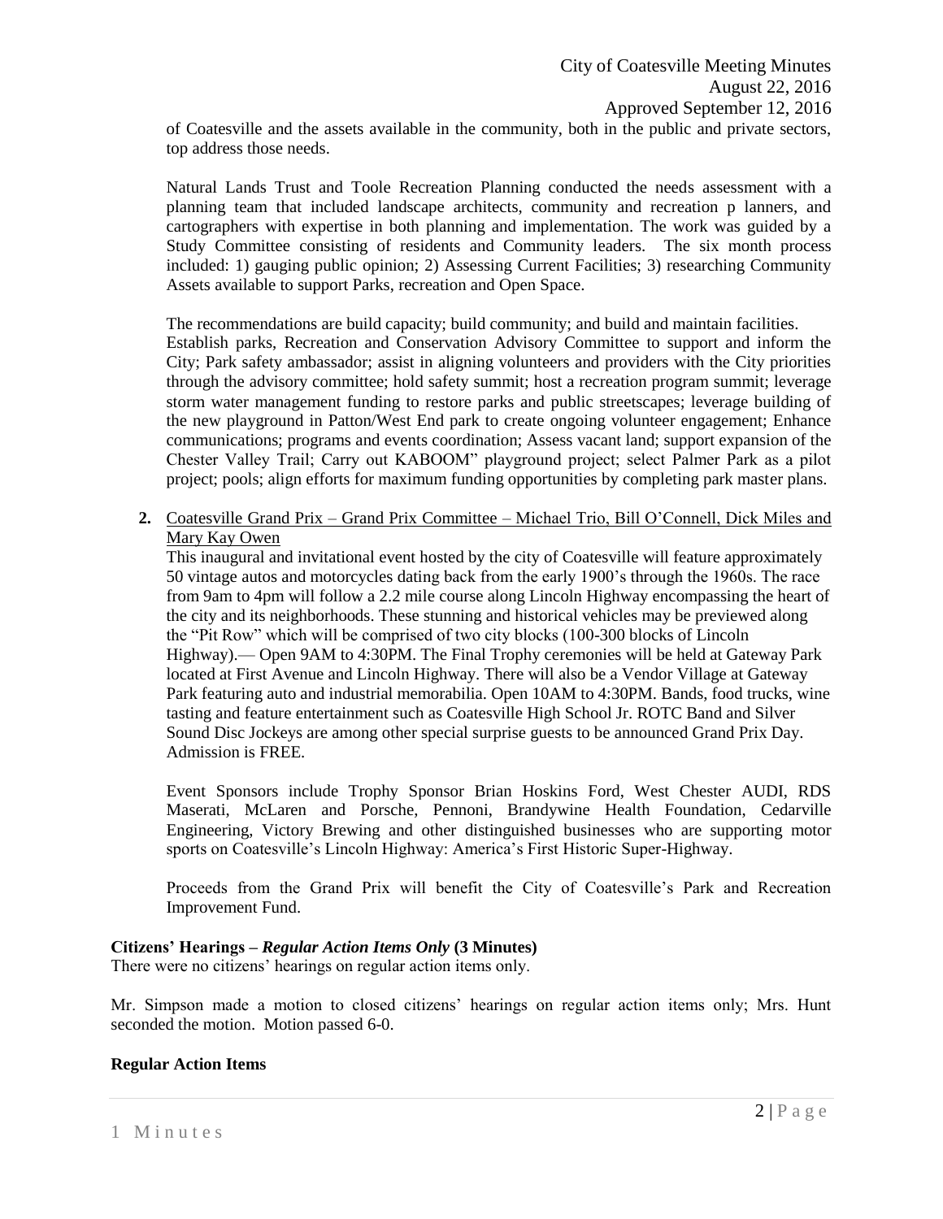of Coatesville and the assets available in the community, both in the public and private sectors, top address those needs.

Natural Lands Trust and Toole Recreation Planning conducted the needs assessment with a planning team that included landscape architects, community and recreation p lanners, and cartographers with expertise in both planning and implementation. The work was guided by a Study Committee consisting of residents and Community leaders. The six month process included: 1) gauging public opinion; 2) Assessing Current Facilities; 3) researching Community Assets available to support Parks, recreation and Open Space.

The recommendations are build capacity; build community; and build and maintain facilities. Establish parks, Recreation and Conservation Advisory Committee to support and inform the City; Park safety ambassador; assist in aligning volunteers and providers with the City priorities through the advisory committee; hold safety summit; host a recreation program summit; leverage storm water management funding to restore parks and public streetscapes; leverage building of the new playground in Patton/West End park to create ongoing volunteer engagement; Enhance communications; programs and events coordination; Assess vacant land; support expansion of the Chester Valley Trail; Carry out KABOOM" playground project; select Palmer Park as a pilot project; pools; align efforts for maximum funding opportunities by completing park master plans.

**2.** Coatesville Grand Prix – Grand Prix Committee – Michael Trio, Bill O'Connell, Dick Miles and Mary Kay Owen

This inaugural and invitational event hosted by the city of Coatesville will feature approximately 50 vintage autos and motorcycles dating back from the early 1900's through the 1960s. The race from 9am to 4pm will follow a 2.2 mile course along Lincoln Highway encompassing the heart of the city and its neighborhoods. These stunning and historical vehicles may be previewed along the "Pit Row" which will be comprised of two city blocks (100-300 blocks of Lincoln Highway).— Open 9AM to 4:30PM. The Final Trophy ceremonies will be held at Gateway Park located at First Avenue and Lincoln Highway. There will also be a Vendor Village at Gateway Park featuring auto and industrial memorabilia. Open 10AM to 4:30PM. Bands, food trucks, wine tasting and feature entertainment such as Coatesville High School Jr. ROTC Band and Silver Sound Disc Jockeys are among other special surprise guests to be announced Grand Prix Day. Admission is FREE.

Event Sponsors include Trophy Sponsor Brian Hoskins Ford, West Chester AUDI, RDS Maserati, McLaren and Porsche, Pennoni, Brandywine Health Foundation, Cedarville Engineering, Victory Brewing and other distinguished businesses who are supporting motor sports on Coatesville's Lincoln Highway: America's First Historic Super-Highway.

Proceeds from the Grand Prix will benefit the City of Coatesville's Park and Recreation Improvement Fund.

**Citizens' Hearings –** ***Regular Action Items Only*** **(3 Minutes)**

There were no citizens' hearings on regular action items only.

Mr. Simpson made a motion to closed citizens' hearings on regular action items only; Mrs. Hunt seconded the motion. Motion passed 6-0.

**Regular Action Items**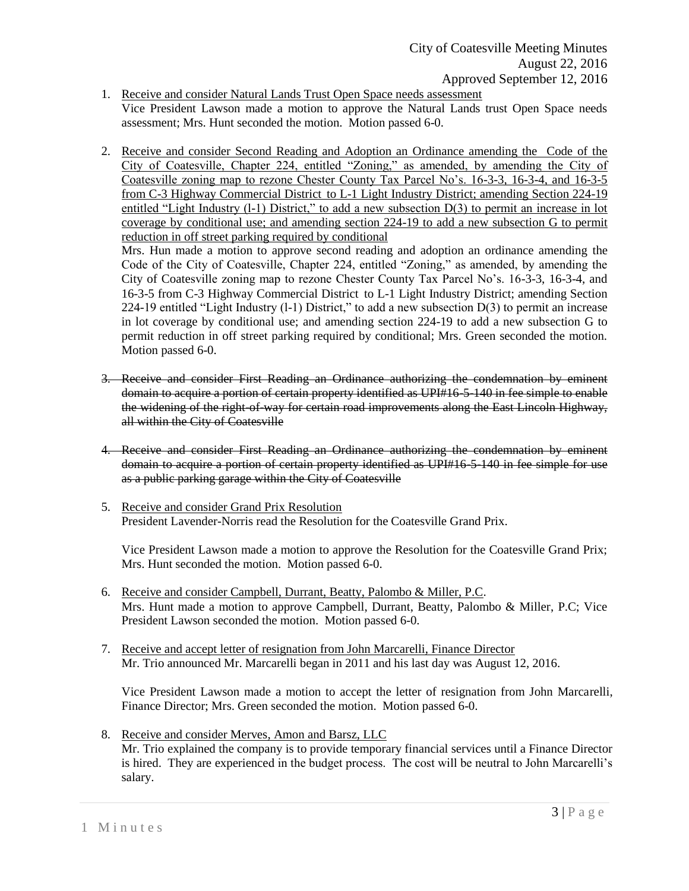1. Receive and consider Natural Lands Trust Open Space needs assessment
   Vice President Lawson made a motion to approve the Natural Lands trust Open Space needs assessment; Mrs. Hunt seconded the motion. Motion passed 6-0.

2. Receive and consider Second Reading and Adoption an Ordinance amending the Code of the City of Coatesville, Chapter 224, entitled "Zoning," as amended, by amending the City of Coatesville zoning map to rezone Chester County Tax Parcel No's. 16-3-3, 16-3-4, and 16-3-5 from C-3 Highway Commercial District to L-1 Light Industry District; amending Section 224-19 entitled "Light Industry (l-1) District," to add a new subsection D(3) to permit an increase in lot coverage by conditional use; and amending section 224-19 to add a new subsection G to permit reduction in off street parking required by conditional
   Mrs. Hun made a motion to approve second reading and adoption an ordinance amending the Code of the City of Coatesville, Chapter 224, entitled "Zoning," as amended, by amending the City of Coatesville zoning map to rezone Chester County Tax Parcel No's. 16-3-3, 16-3-4, and 16-3-5 from C-3 Highway Commercial District to L-1 Light Industry District; amending Section 224-19 entitled "Light Industry (l-1) District," to add a new subsection D(3) to permit an increase in lot coverage by conditional use; and amending section 224-19 to add a new subsection G to permit reduction in off street parking required by conditional; Mrs. Green seconded the motion. Motion passed 6-0.

3. ~~Receive and consider First Reading an Ordinance authorizing the condemnation by eminent domain to acquire a portion of certain property identified as UPI#16-5-140 in fee simple to enable the widening of the right-of-way for certain road improvements along the East Lincoln Highway, all within the City of Coatesville~~

4. ~~Receive and consider First Reading an Ordinance authorizing the condemnation by eminent domain to acquire a portion of certain property identified as UPI#16-5-140 in fee simple for use as a public parking garage within the City of Coatesville~~

5. Receive and consider Grand Prix Resolution
   President Lavender-Norris read the Resolution for the Coatesville Grand Prix.

   Vice President Lawson made a motion to approve the Resolution for the Coatesville Grand Prix; Mrs. Hunt seconded the motion. Motion passed 6-0.

6. Receive and consider Campbell, Durrant, Beatty, Palombo & Miller, P.C.
   Mrs. Hunt made a motion to approve Campbell, Durrant, Beatty, Palombo & Miller, P.C; Vice President Lawson seconded the motion. Motion passed 6-0.

7. Receive and accept letter of resignation from John Marcarelli, Finance Director
   Mr. Trio announced Mr. Marcarelli began in 2011 and his last day was August 12, 2016.

   Vice President Lawson made a motion to accept the letter of resignation from John Marcarelli, Finance Director; Mrs. Green seconded the motion. Motion passed 6-0.

8. Receive and consider Merves, Amon and Barsz, LLC
   Mr. Trio explained the company is to provide temporary financial services until a Finance Director is hired. They are experienced in the budget process. The cost will be neutral to John Marcarelli's salary.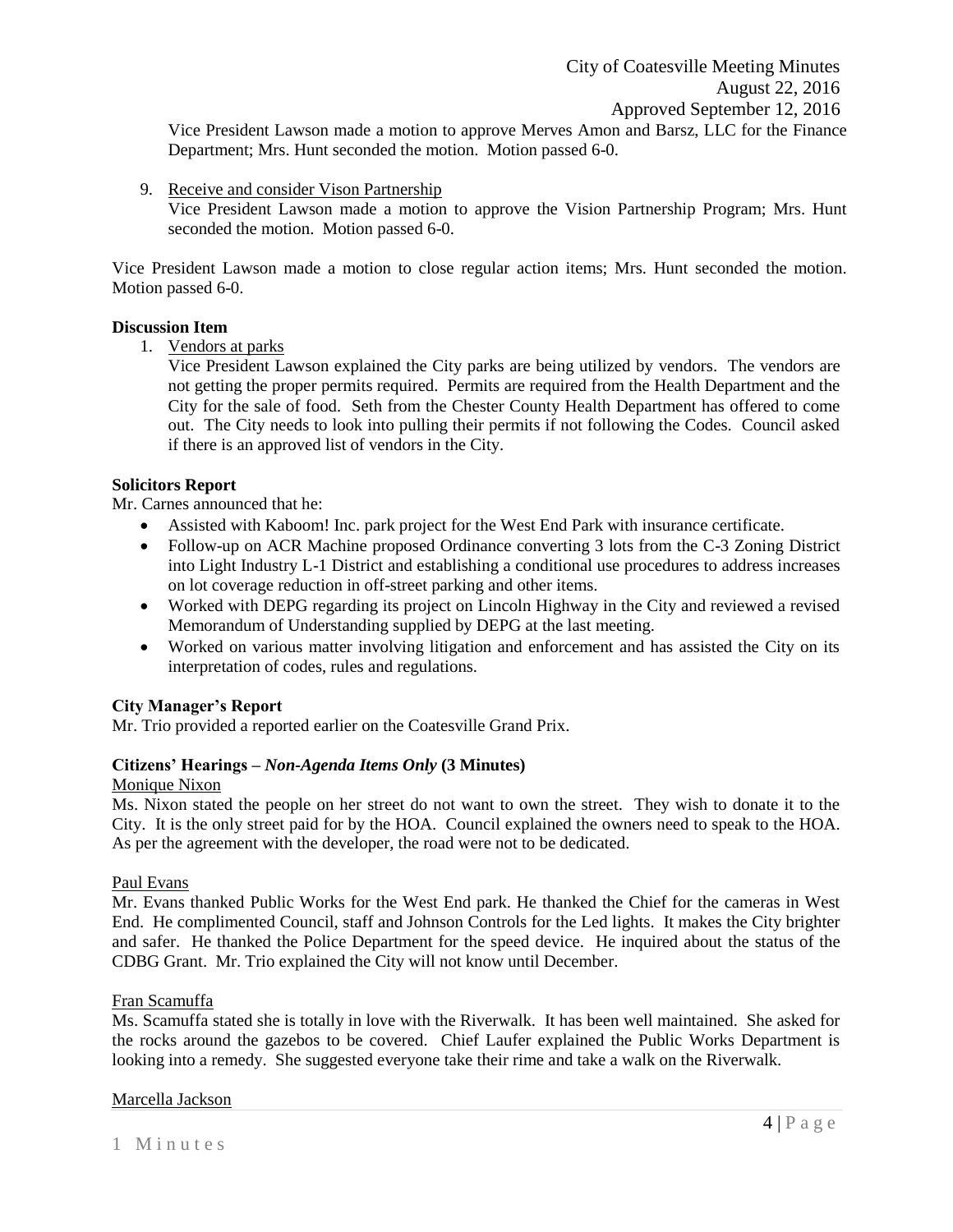Vice President Lawson made a motion to approve Merves Amon and Barsz, LLC for the Finance Department; Mrs. Hunt seconded the motion. Motion passed 6-0.

9. Receive and consider Vison Partnership
   Vice President Lawson made a motion to approve the Vision Partnership Program; Mrs. Hunt seconded the motion. Motion passed 6-0.

Vice President Lawson made a motion to close regular action items; Mrs. Hunt seconded the motion. Motion passed 6-0.

**Discussion Item**

1. Vendors at parks
   Vice President Lawson explained the City parks are being utilized by vendors. The vendors are not getting the proper permits required. Permits are required from the Health Department and the City for the sale of food. Seth from the Chester County Health Department has offered to come out. The City needs to look into pulling their permits if not following the Codes. Council asked if there is an approved list of vendors in the City.

**Solicitors Report**

Mr. Carnes announced that he:

- Assisted with Kaboom! Inc. park project for the West End Park with insurance certificate.
- Follow-up on ACR Machine proposed Ordinance converting 3 lots from the C-3 Zoning District into Light Industry L-1 District and establishing a conditional use procedures to address increases on lot coverage reduction in off-street parking and other items.
- Worked with DEPG regarding its project on Lincoln Highway in the City and reviewed a revised Memorandum of Understanding supplied by DEPG at the last meeting.
- Worked on various matter involving litigation and enforcement and has assisted the City on its interpretation of codes, rules and regulations.

**City Manager's Report**

Mr. Trio provided a reported earlier on the Coatesville Grand Prix.

**Citizens' Hearings – *Non-Agenda Items Only* (3 Minutes)**

Monique Nixon

Ms. Nixon stated the people on her street do not want to own the street. They wish to donate it to the City. It is the only street paid for by the HOA. Council explained the owners need to speak to the HOA. As per the agreement with the developer, the road were not to be dedicated.

Paul Evans

Mr. Evans thanked Public Works for the West End park. He thanked the Chief for the cameras in West End. He complimented Council, staff and Johnson Controls for the Led lights. It makes the City brighter and safer. He thanked the Police Department for the speed device. He inquired about the status of the CDBG Grant. Mr. Trio explained the City will not know until December.

Fran Scamuffa

Ms. Scamuffa stated she is totally in love with the Riverwalk. It has been well maintained. She asked for the rocks around the gazebos to be covered. Chief Laufer explained the Public Works Department is looking into a remedy. She suggested everyone take their rime and take a walk on the Riverwalk.

Marcella Jackson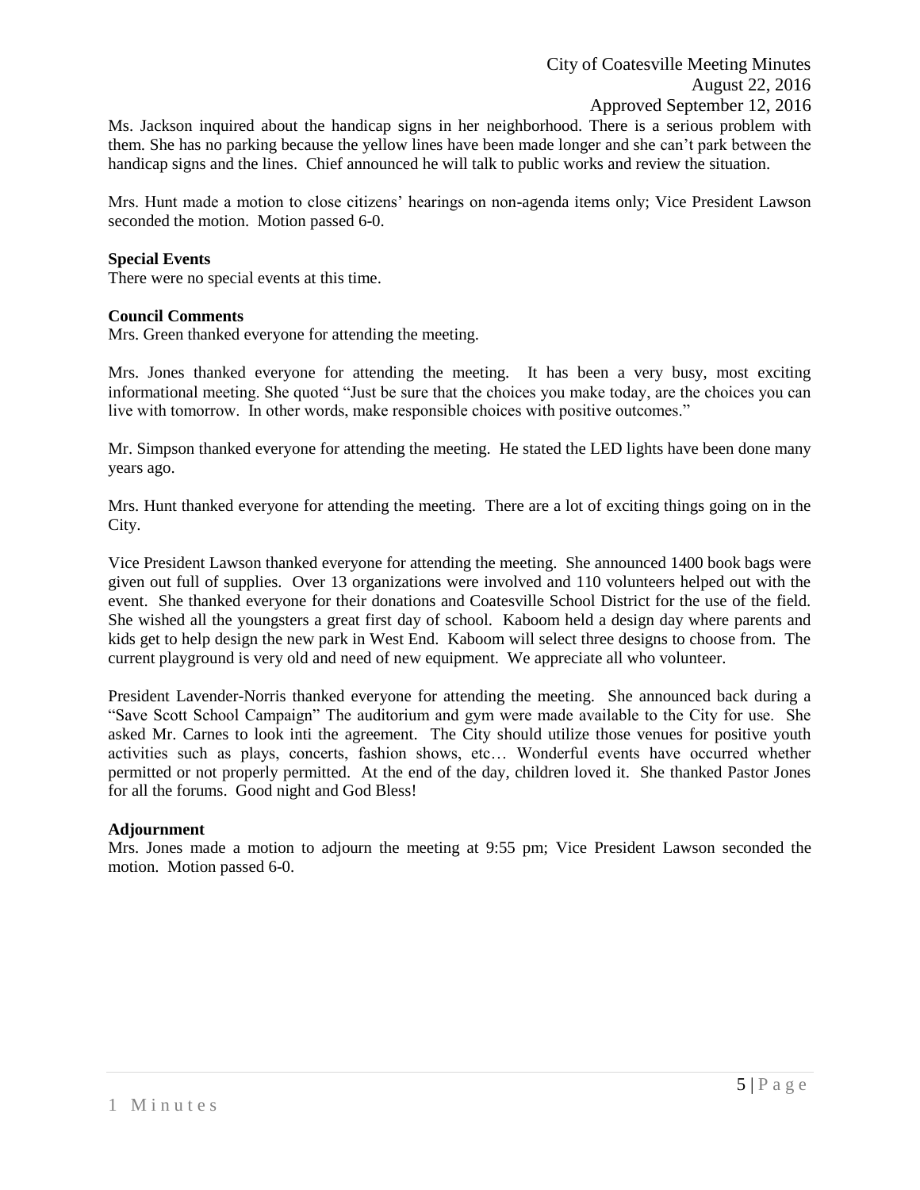Ms. Jackson inquired about the handicap signs in her neighborhood. There is a serious problem with them. She has no parking because the yellow lines have been made longer and she can't park between the handicap signs and the lines. Chief announced he will talk to public works and review the situation.

Mrs. Hunt made a motion to close citizens' hearings on non-agenda items only; Vice President Lawson seconded the motion. Motion passed 6-0.

**Special Events**

There were no special events at this time.

**Council Comments**

Mrs. Green thanked everyone for attending the meeting.

Mrs. Jones thanked everyone for attending the meeting. It has been a very busy, most exciting informational meeting. She quoted "Just be sure that the choices you make today, are the choices you can live with tomorrow. In other words, make responsible choices with positive outcomes."

Mr. Simpson thanked everyone for attending the meeting. He stated the LED lights have been done many years ago.

Mrs. Hunt thanked everyone for attending the meeting. There are a lot of exciting things going on in the City.

Vice President Lawson thanked everyone for attending the meeting. She announced 1400 book bags were given out full of supplies. Over 13 organizations were involved and 110 volunteers helped out with the event. She thanked everyone for their donations and Coatesville School District for the use of the field. She wished all the youngsters a great first day of school. Kaboom held a design day where parents and kids get to help design the new park in West End. Kaboom will select three designs to choose from. The current playground is very old and need of new equipment. We appreciate all who volunteer.

President Lavender-Norris thanked everyone for attending the meeting. She announced back during a "Save Scott School Campaign" The auditorium and gym were made available to the City for use. She asked Mr. Carnes to look inti the agreement. The City should utilize those venues for positive youth activities such as plays, concerts, fashion shows, etc… Wonderful events have occurred whether permitted or not properly permitted. At the end of the day, children loved it. She thanked Pastor Jones for all the forums. Good night and God Bless!

**Adjournment**

Mrs. Jones made a motion to adjourn the meeting at 9:55 pm; Vice President Lawson seconded the motion. Motion passed 6-0.